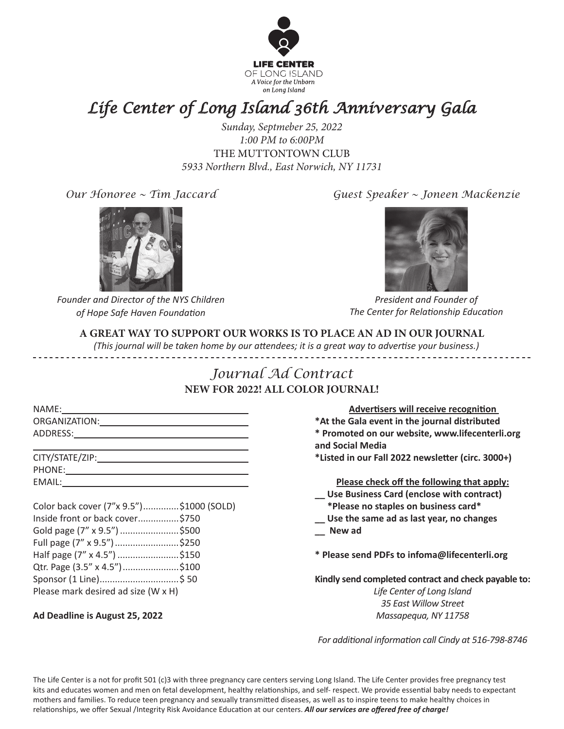LIFE CENTER
OF LONG ISLAND
*A Voice for the Unborn on Long Island*

# *Life Center of Long Island 36th Anniversary Gala*

*Sunday, Septmeber 25, 2022*
*1:00 PM to 6:00PM*
THE MUTTONTOWN CLUB
*5933 Northern Blvd., East Norwich, NY 11731*

*Our Honoree ~ Tim Jaccard*

*Founder and Director of the NYS Children of Hope Safe Haven Foundation*

*Guest Speaker ~ Joneen Mackenzie*

*President and Founder of The Center for Relationship Education*

**A GREAT WAY TO SUPPORT OUR WORKS IS TO PLACE AN AD IN OUR JOURNAL**

*(This journal will be taken home by our attendees; it is a great way to advertise your business.)*

---

## *Journal Ad Contract*

**NEW FOR 2022! ALL COLOR JOURNAL!**

NAME: ______________________________
ORGANIZATION: ______________________________
ADDRESS: ______________________________
______________________________
CITY/STATE/ZIP: ______________________________
PHONE: ______________________________
EMAIL: ______________________________

Color back cover (7"x 9.5")..............$1000 (SOLD)
Inside front or back cover................$750
Gold page (7" x 9.5") .......................$500
Full page (7" x 9.5") .........................$250
Half page (7" x 4.5") ........................$150
Qtr. Page (3.5" x 4.5")......................$100
Sponsor (1 Line)...............................$ 50
Please mark desired ad size (W x H)

**Ad Deadline is August 25, 2022**

**Advertisers will receive recognition**
**\*At the Gala event in the journal distributed**
**\* Promoted on our website, www.lifecenterli.org and Social Media**
**\*Listed in our Fall 2022 newsletter (circ. 3000+)**

**Please check off the following that apply:**
**__ Use Business Card (enclose with contract)**
**\*Please no staples on business card\***
**__ Use the same ad as last year, no changes**
**__ New ad**

**\* Please send PDFs to infoma@lifecenterli.org**

**Kindly send completed contract and check payable to:**
*Life Center of Long Island*
*35 East Willow Street*
*Massapequa, NY 11758*

*For additional information call Cindy at 516-798-8746*

The Life Center is a not for profit 501 (c)3 with three pregnancy care centers serving Long Island. The Life Center provides free pregnancy test kits and educates women and men on fetal development, healthy relationships, and self- respect. We provide essential baby needs to expectant mothers and families. To reduce teen pregnancy and sexually transmitted diseases, as well as to inspire teens to make healthy choices in relationships, we offer Sexual /Integrity Risk Avoidance Education at our centers. ***All our services are offered free of charge!***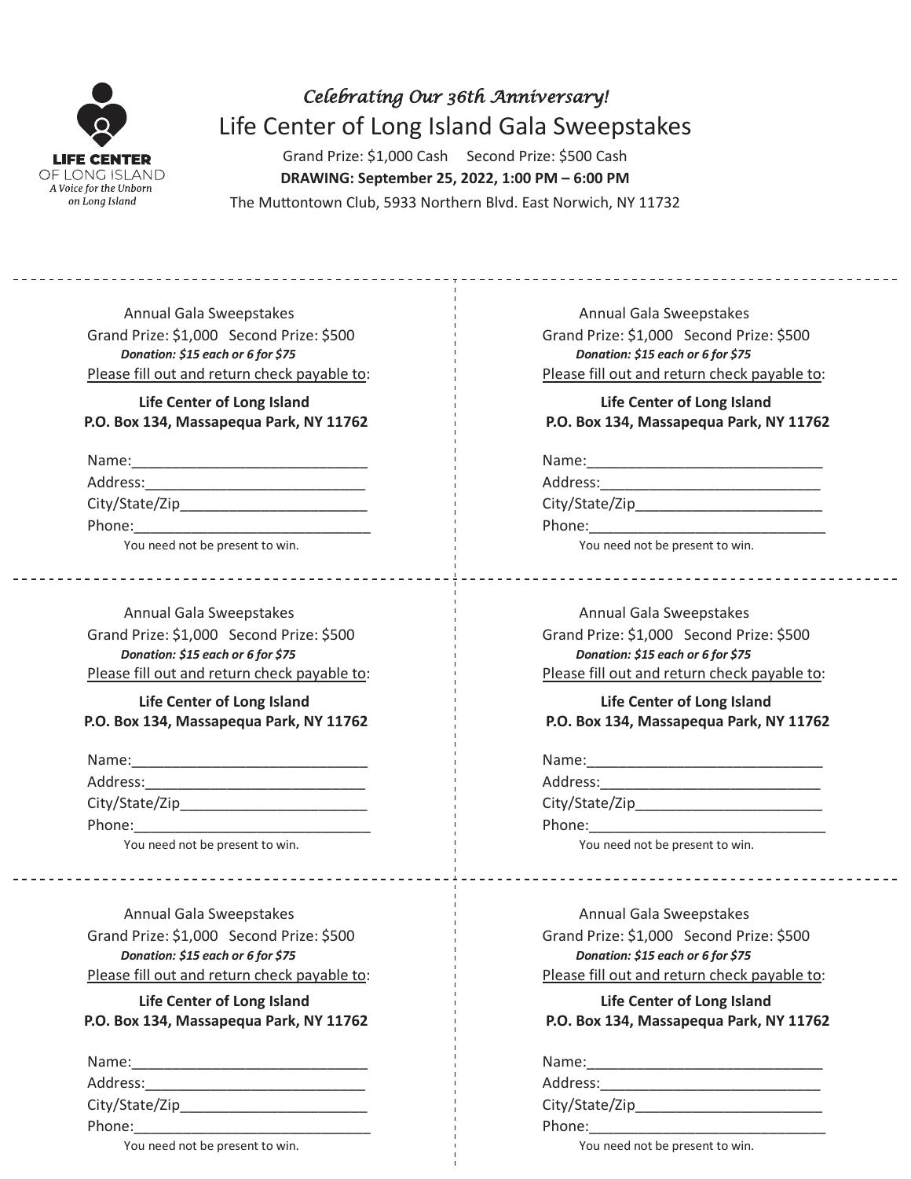LIFE CENTER
OF LONG ISLAND
*A Voice for the Unborn on Long Island*

*Celebrating Our 36th Anniversary!*

# Life Center of Long Island Gala Sweepstakes

Grand Prize: $1,000 Cash    Second Prize: $500 Cash

**DRAWING: September 25, 2022, 1:00 PM – 6:00 PM**

The Muttontown Club, 5933 Northern Blvd. East Norwich, NY 11732

---

Annual Gala Sweepstakes

Grand Prize: $1,000   Second Prize: $500

***Donation: $15 each or 6 for $75***

Please fill out and return check payable to:

**Life Center of Long Island**
**P.O. Box 134, Massapequa Park, NY 11762**

Name:____________________________
Address:__________________________
City/State/Zip______________________
Phone:____________________________

You need not be present to win.

---

Annual Gala Sweepstakes

Grand Prize: $1,000   Second Prize: $500

***Donation: $15 each or 6 for $75***

Please fill out and return check payable to:

**Life Center of Long Island**
**P.O. Box 134, Massapequa Park, NY 11762**

Name:____________________________
Address:__________________________
City/State/Zip______________________
Phone:____________________________

You need not be present to win.

---

Annual Gala Sweepstakes

Grand Prize: $1,000   Second Prize: $500

***Donation: $15 each or 6 for $75***

Please fill out and return check payable to:

**Life Center of Long Island**
**P.O. Box 134, Massapequa Park, NY 11762**

Name:____________________________
Address:__________________________
City/State/Zip______________________
Phone:____________________________

You need not be present to win.

---

Annual Gala Sweepstakes

Grand Prize: $1,000   Second Prize: $500

***Donation: $15 each or 6 for $75***

Please fill out and return check payable to:

**Life Center of Long Island**
**P.O. Box 134, Massapequa Park, NY 11762**

Name:____________________________
Address:__________________________
City/State/Zip______________________
Phone:____________________________

You need not be present to win.

---

Annual Gala Sweepstakes

Grand Prize: $1,000   Second Prize: $500

***Donation: $15 each or 6 for $75***

Please fill out and return check payable to:

**Life Center of Long Island**
**P.O. Box 134, Massapequa Park, NY 11762**

Name:____________________________
Address:__________________________
City/State/Zip______________________
Phone:____________________________

You need not be present to win.

---

Annual Gala Sweepstakes

Grand Prize: $1,000   Second Prize: $500

***Donation: $15 each or 6 for $75***

Please fill out and return check payable to:

**Life Center of Long Island**
**P.O. Box 134, Massapequa Park, NY 11762**

Name:____________________________
Address:__________________________
City/State/Zip______________________
Phone:____________________________

You need not be present to win.